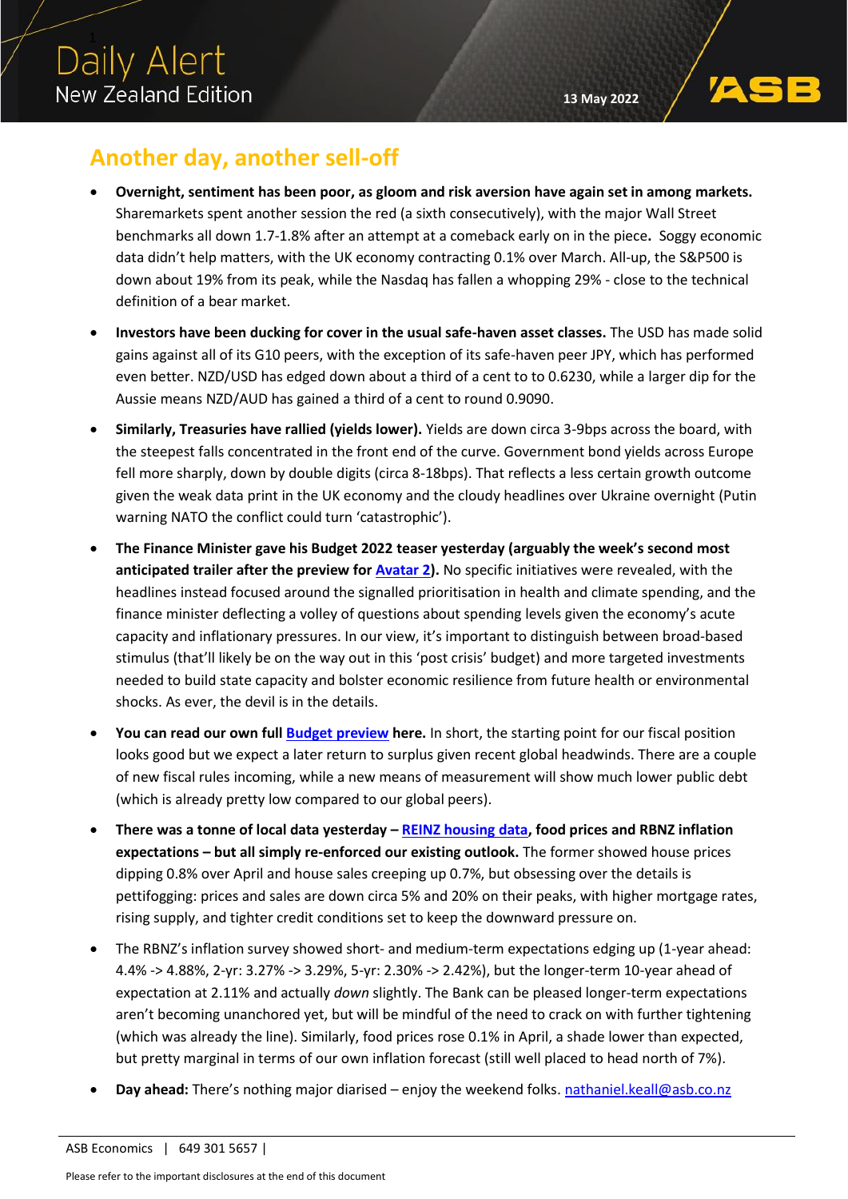# Daily Alert

New Zealand Edition

13 May 2022

## Another day, another sell-off

- **Overnight, sentiment has been poor, as gloom and risk aversion have again set in among markets.** Sharemarkets spent another session the red (a sixth consecutively), with the major Wall Street benchmarks all down 1.7-1.8% after an attempt at a comeback early on in the piece. Soggy economic data didn't help matters, with the UK economy contracting 0.1% over March. All-up, the S&P500 is down about 19% from its peak, while the Nasdaq has fallen a whopping 29% - close to the technical definition of a bear market.
- **Investors have been ducking for cover in the usual safe-haven asset classes.** The USD has made solid gains against all of its G10 peers, with the exception of its safe-haven peer JPY, which has performed even better. NZD/USD has edged down about a third of a cent to to 0.6230, while a larger dip for the Aussie means NZD/AUD has gained a third of a cent to round 0.9090.
- **Similarly, Treasuries have rallied (yields lower).** Yields are down circa 3-9bps across the board, with the steepest falls concentrated in the front end of the curve. Government bond yields across Europe fell more sharply, down by double digits (circa 8-18bps). That reflects a less certain growth outcome given the weak data print in the UK economy and the cloudy headlines over Ukraine overnight (Putin warning NATO the conflict could turn 'catastrophic').
- **The Finance Minister gave his Budget 2022 teaser yesterday (arguably the week's second most anticipated trailer after the preview for [Avatar 2]).** No specific initiatives were revealed, with the headlines instead focused around the signalled prioritisation in health and climate spending, and the finance minister deflecting a volley of questions about spending levels given the economy's acute capacity and inflationary pressures. In our view, it's important to distinguish between broad-based stimulus (that'll likely be on the way out in this 'post crisis' budget) and more targeted investments needed to build state capacity and bolster economic resilience from future health or environmental shocks. As ever, the devil is in the details.
- **You can read our own full [Budget preview] here.** In short, the starting point for our fiscal position looks good but we expect a later return to surplus given recent global headwinds. There are a couple of new fiscal rules incoming, while a new means of measurement will show much lower public debt (which is already pretty low compared to our global peers).
- **There was a tonne of local data yesterday – [REINZ housing data], food prices and RBNZ inflation expectations – but all simply re-enforced our existing outlook.** The former showed house prices dipping 0.8% over April and house sales creeping up 0.7%, but obsessing over the details is pettifogging: prices and sales are down circa 5% and 20% on their peaks, with higher mortgage rates, rising supply, and tighter credit conditions set to keep the downward pressure on.
- The RBNZ's inflation survey showed short- and medium-term expectations edging up (1-year ahead: 4.4% -> 4.88%, 2-yr: 3.27% -> 3.29%, 5-yr: 2.30% -> 2.42%), but the longer-term 10-year ahead of expectation at 2.11% and actually *down* slightly. The Bank can be pleased longer-term expectations aren't becoming unanchored yet, but will be mindful of the need to crack on with further tightening (which was already the line). Similarly, food prices rose 0.1% in April, a shade lower than expected, but pretty marginal in terms of our own inflation forecast (still well placed to head north of 7%).
- **Day ahead:** There's nothing major diarised – enjoy the weekend folks. nathaniel.keall@asb.co.nz

ASB Economics | 649 301 5657 |

Please refer to the important disclosures at the end of this document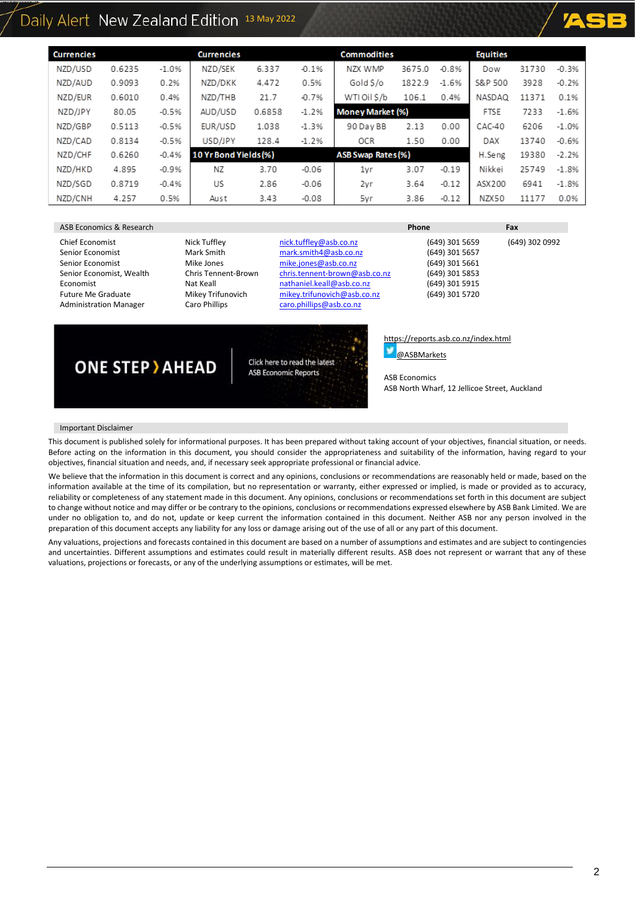| Currencies | | | Currencies | | | Commodities | | | Equities | | |
|---|---|---|---|---|---|---|---|---|---|---|---|
| NZD/USD | 0.6235 | -1.0% | NZD/SEK | 6.337 | -0.1% | NZX WMP | 3675.0 | -0.8% | Dow | 31730 | -0.3% |
| NZD/AUD | 0.9093 | 0.2% | NZD/DKK | 4.472 | 0.5% | Gold $/o | 1822.9 | -1.6% | S&P 500 | 3928 | -0.2% |
| NZD/EUR | 0.6010 | 0.4% | NZD/THB | 21.7 | -0.7% | WTI Oil $/b | 106.1 | 0.4% | NASDAQ | 11371 | 0.1% |
| NZD/JPY | 80.05 | -0.5% | AUD/USD | 0.6858 | -1.2% | **Money Market (%)** | | | FTSE | 7233 | -1.6% |
| NZD/GBP | 0.5113 | -0.5% | EUR/USD | 1.038 | -1.3% | 90 Day BB | 2.13 | 0.00 | CAC-40 | 6206 | -1.0% |
| NZD/CAD | 0.8134 | -0.5% | USD/JPY | 128.4 | -1.2% | OCR | 1.50 | 0.00 | DAX | 13740 | -0.6% |
| NZD/CHF | 0.6260 | -0.4% | **10 Yr Bond Yields (%)** | | | **ASB Swap Rates (%)** | | | H.Seng | 19380 | -2.2% |
| NZD/HKD | 4.895 | -0.9% | NZ | 3.70 | -0.06 | 1yr | 3.07 | -0.19 | Nikkei | 25749 | -1.8% |
| NZD/SGD | 0.8719 | -0.4% | US | 2.86 | -0.06 | 2yr | 3.64 | -0.12 | ASX200 | 6941 | -1.8% |
| NZD/CNH | 4.257 | 0.5% | Aust | 3.43 | -0.08 | 5yr | 3.86 | -0.12 | NZX50 | 11177 | 0.0% |

| ASB Economics & Research | | | Phone | Fax |
|---|---|---|---|---|
| Chief Economist | Nick Tuffley | nick.tuffley@asb.co.nz | (649) 301 5659 | (649) 302 0992 |
| Senior Economist | Mark Smith | mark.smith4@asb.co.nz | (649) 301 5657 | |
| Senior Economist | Mike Jones | mike.jones@asb.co.nz | (649) 301 5661 | |
| Senior Economist, Wealth | Chris Tennent-Brown | chris.tennent-brown@asb.co.nz | (649) 301 5853 | |
| Economist | Nat Keall | nathaniel.keall@asb.co.nz | (649) 301 5915 | |
| Future Me Graduate | Mikey Trifunovich | mikey.trifunovich@asb.co.nz | (649) 301 5720 | |
| Administration Manager | Caro Phillips | caro.phillips@asb.co.nz | | |

ONE STEP AHEAD

Click here to read the latest ASB Economic Reports

https://reports.asb.co.nz/index.html

@ASBMarkets

ASB Economics
ASB North Wharf, 12 Jellicoe Street, Auckland

## Important Disclaimer

This document is published solely for informational purposes. It has been prepared without taking account of your objectives, financial situation, or needs. Before acting on the information in this document, you should consider the appropriateness and suitability of the information, having regard to your objectives, financial situation and needs, and, if necessary seek appropriate professional or financial advice.

We believe that the information in this document is correct and any opinions, conclusions or recommendations are reasonably held or made, based on the information available at the time of its compilation, but no representation or warranty, either expressed or implied, is made or provided as to accuracy, reliability or completeness of any statement made in this document. Any opinions, conclusions or recommendations set forth in this document are subject to change without notice and may differ or be contrary to the opinions, conclusions or recommendations expressed elsewhere by ASB Bank Limited. We are under no obligation to, and do not, update or keep current the information contained in this document. Neither ASB nor any person involved in the preparation of this document accepts any liability for any loss or damage arising out of the use of all or any part of this document.

Any valuations, projections and forecasts contained in this document are based on a number of assumptions and estimates and are subject to contingencies and uncertainties. Different assumptions and estimates could result in materially different results. ASB does not represent or warrant that any of these valuations, projections or forecasts, or any of the underlying assumptions or estimates, will be met.